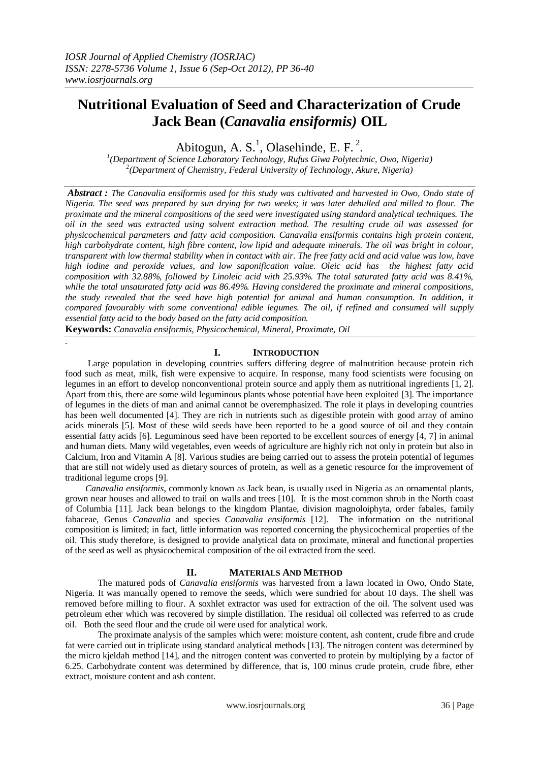# Nutritional Evaluation of Seed and Characterization of Crude Jack Bean (*Canavalia ensiformis)* OIL

Abitogun, A. S.[1], Olasehinde, E. F. [2].

[1](Department of Science Laboratory Technology, Rufus Giwa Polytechnic, Owo, Nigeria)
[2](Department of Chemistry, Federal University of Technology, Akure, Nigeria)

***Abstract :*** *The Canavalia ensiformis used for this study was cultivated and harvested in Owo, Ondo state of Nigeria. The seed was prepared by sun drying for two weeks; it was later dehulled and milled to flour. The proximate and the mineral compositions of the seed were investigated using standard analytical techniques. The oil in the seed was extracted using solvent extraction method. The resulting crude oil was assessed for physicochemical parameters and fatty acid composition. Canavalia ensiformis contains high protein content, high carbohydrate content, high fibre content, low lipid and adequate minerals. The oil was bright in colour, transparent with low thermal stability when in contact with air. The free fatty acid and acid value was low, have high iodine and peroxide values, and low saponification value. Oleic acid has the highest fatty acid composition with 32.88%, followed by Linoleic acid with 25.93%. The total saturated fatty acid was 8.41%, while the total unsaturated fatty acid was 86.49%. Having considered the proximate and mineral compositions, the study revealed that the seed have high potential for animal and human consumption. In addition, it compared favourably with some conventional edible legumes. The oil, if refined and consumed will supply essential fatty acid to the body based on the fatty acid composition.*

**Keywords:** *Canavalia ensiformis, Physicochemical, Mineral, Proximate, Oil*

## I. INTRODUCTION

Large population in developing countries suffers differing degree of malnutrition because protein rich food such as meat, milk, fish were expensive to acquire. In response, many food scientists were focusing on legumes in an effort to develop nonconventional protein source and apply them as nutritional ingredients [1, 2]. Apart from this, there are some wild leguminous plants whose potential have been exploited [3]. The importance of legumes in the diets of man and animal cannot be overemphasized. The role it plays in developing countries has been well documented [4]. They are rich in nutrients such as digestible protein with good array of amino acids minerals [5]. Most of these wild seeds have been reported to be a good source of oil and they contain essential fatty acids [6]. Leguminous seed have been reported to be excellent sources of energy [4, 7] in animal and human diets. Many wild vegetables, even weeds of agriculture are highly rich not only in protein but also in Calcium, Iron and Vitamin A [8]. Various studies are being carried out to assess the protein potential of legumes that are still not widely used as dietary sources of protein, as well as a genetic resource for the improvement of traditional legume crops [9].

*Canavalia ensiformis*, commonly known as Jack bean, is usually used in Nigeria as an ornamental plants, grown near houses and allowed to trail on walls and trees [10]. It is the most common shrub in the North coast of Columbia [11]. Jack bean belongs to the kingdom Plantae, division magnoloiphyta, order fabales, family fabaceae, Genus *Canavalia* and species *Canavalia ensiformis* [12]. The information on the nutritional composition is limited; in fact, little information was reported concerning the physicochemical properties of the oil. This study therefore, is designed to provide analytical data on proximate, mineral and functional properties of the seed as well as physicochemical composition of the oil extracted from the seed.

## II. MATERIALS AND METHOD

The matured pods of *Canavalia ensiformis* was harvested from a lawn located in Owo, Ondo State, Nigeria. It was manually opened to remove the seeds, which were sundried for about 10 days. The shell was removed before milling to flour. A soxhlet extractor was used for extraction of the oil. The solvent used was petroleum ether which was recovered by simple distillation. The residual oil collected was referred to as crude oil. Both the seed flour and the crude oil were used for analytical work.

The proximate analysis of the samples which were: moisture content, ash content, crude fibre and crude fat were carried out in triplicate using standard analytical methods [13]. The nitrogen content was determined by the micro kjeldah method [14], and the nitrogen content was converted to protein by multiplying by a factor of 6.25. Carbohydrate content was determined by difference, that is, 100 minus crude protein, crude fibre, ether extract, moisture content and ash content.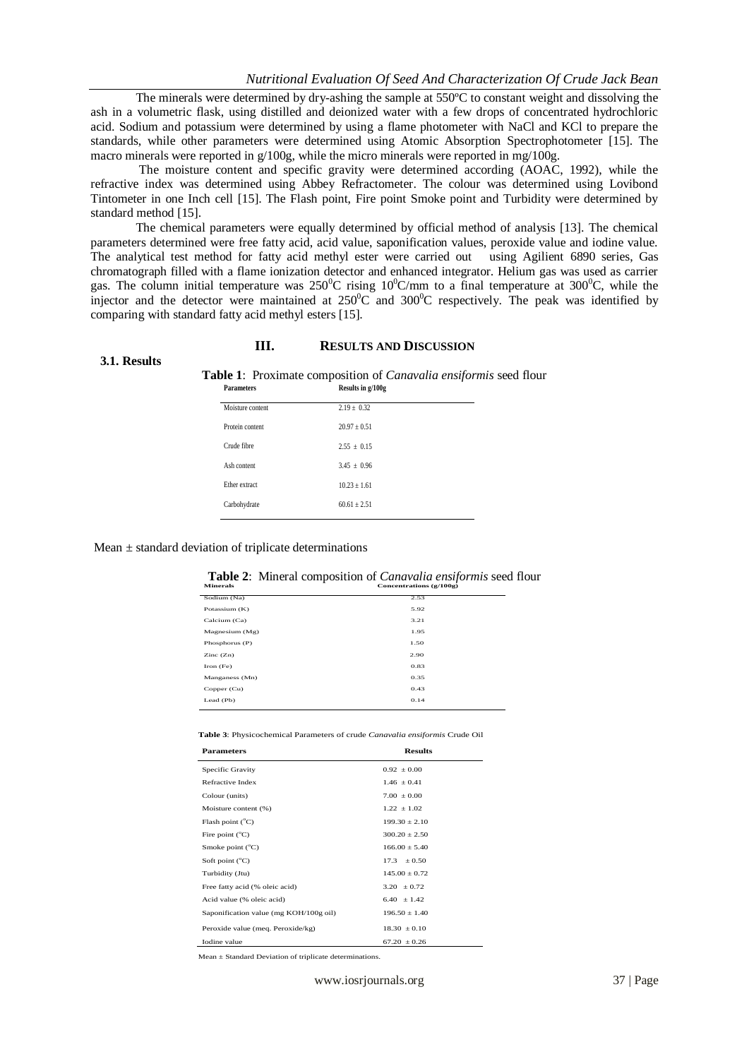The minerals were determined by dry-ashing the sample at 550ºC to constant weight and dissolving the ash in a volumetric flask, using distilled and deionized water with a few drops of concentrated hydrochloric acid. Sodium and potassium were determined by using a flame photometer with NaCl and KCl to prepare the standards, while other parameters were determined using Atomic Absorption Spectrophotometer [15]. The macro minerals were reported in g/100g, while the micro minerals were reported in mg/100g.

The moisture content and specific gravity were determined according (AOAC, 1992), while the refractive index was determined using Abbey Refractometer. The colour was determined using Lovibond Tintometer in one Inch cell [15]. The Flash point, Fire point Smoke point and Turbidity were determined by standard method [15].

The chemical parameters were equally determined by official method of analysis [13]. The chemical parameters determined were free fatty acid, acid value, saponification values, peroxide value and iodine value. The analytical test method for fatty acid methyl ester were carried out using Agilient 6890 series, Gas chromatograph filled with a flame ionization detector and enhanced integrator. Helium gas was used as carrier gas. The column initial temperature was $250^0$C rising $10^0$C/mm to a final temperature at $300^0$C, while the injector and the detector were maintained at $250^0$C and $300^0$C respectively. The peak was identified by comparing with standard fatty acid methyl esters [15].

## III. Results And Discussion

### 3.1. Results

**Table 1**: Proximate composition of *Canavalia ensiformis* seed flour

| Parameters | Results in g/100g |
|---|---|
| Moisture content | 2.19 ± 0.32 |
| Protein content | 20.97 ± 0.51 |
| Crude fibre | 2.55 ± 0.15 |
| Ash content | 3.45 ± 0.96 |
| Ether extract | 10.23 ± 1.61 |
| Carbohydrate | 60.61 ± 2.51 |

Mean ± standard deviation of triplicate determinations

**Table 2**: Mineral composition of *Canavalia ensiformis* seed flour

| Minerals | Concentrations (g/100g) |
|---|---|
| Sodium (Na) | 2.53 |
| Potassium (K) | 5.92 |
| Calcium (Ca) | 3.21 |
| Magnesium (Mg) | 1.95 |
| Phosphorus (P) | 1.50 |
| Zinc (Zn) | 2.90 |
| Iron (Fe) | 0.83 |
| Manganess (Mn) | 0.35 |
| Copper (Cu) | 0.43 |
| Lead (Pb) | 0.14 |

**Table 3**: Physicochemical Parameters of crude *Canavalia ensiformis* Crude Oil

| Parameters | Results |
|---|---|
| Specific Gravity | 0.92 ± 0.00 |
| Refractive Index | 1.46 ± 0.41 |
| Colour (units) | 7.00 ± 0.00 |
| Moisture content (%) | 1.22 ± 1.02 |
| Flash point (°C) | 199.30 ± 2.10 |
| Fire point (°C) | 300.20 ± 2.50 |
| Smoke point (°C) | 166.00 ± 5.40 |
| Soft point (°C) | 17.3 ± 0.50 |
| Turbidity (Jtu) | 145.00 ± 0.72 |
| Free fatty acid (% oleic acid) | 3.20 ± 0.72 |
| Acid value (% oleic acid) | 6.40 ± 1.42 |
| Saponification value (mg KOH/100g oil) | 196.50 ± 1.40 |
| Peroxide value (meq. Peroxide/kg) | 18.30 ± 0.10 |
| Iodine value | 67.20 ± 0.26 |

Mean ± Standard Deviation of triplicate determinations.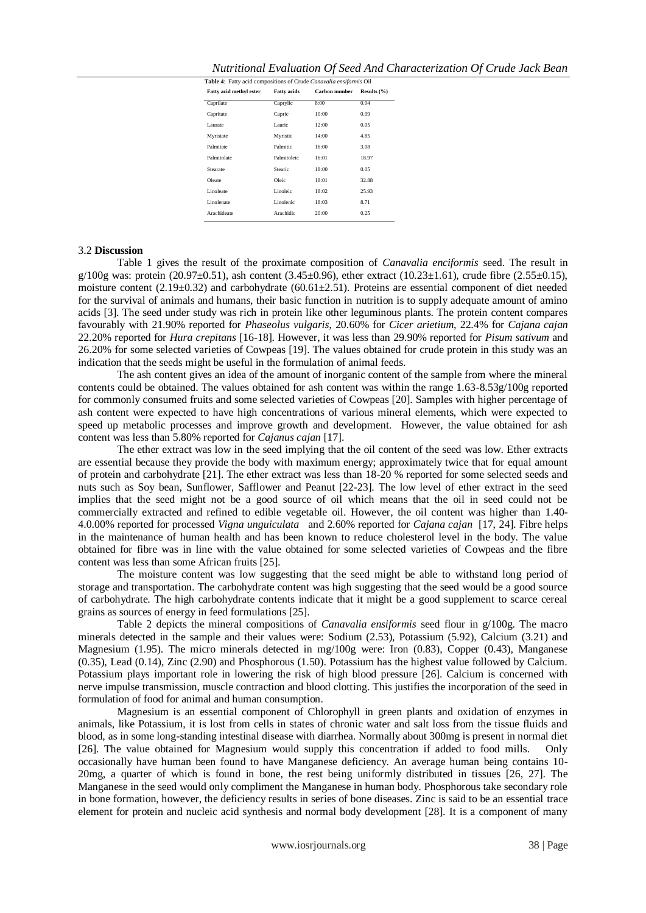**Table 4**: Fatty acid compositions of Crude *Canavalia ensiformis* Oil

| Fatty acid methyl ester | Fatty acids | Carbon number | Results (%) |
|---|---|---|---|
| Caprilate | Caprylic | 8:00 | 0.04 |
| Capritate | Capric | 10:00 | 0.09 |
| Laurate | Lauric | 12:00 | 0.05 |
| Myristate | Myristic | 14:00 | 4.85 |
| Palmitate | Palmitic | 16:00 | 3.08 |
| Palmitolate | Palmitoleic | 16:01 | 18.97 |
| Stearate | Stearic | 18:00 | 0.05 |
| Oleate | Oleic | 18:01 | 32.88 |
| Linoleate | Linoleic | 18:02 | 25.93 |
| Linolenate | Linolenic | 18:03 | 8.71 |
| Arachideate | Arachidic | 20:00 | 0.25 |

### 3.2 **Discussion**

Table 1 gives the result of the proximate composition of *Canavalia enciformis* seed. The result in g/100g was: protein (20.97±0.51), ash content (3.45±0.96), ether extract (10.23±1.61), crude fibre (2.55±0.15), moisture content (2.19±0.32) and carbohydrate (60.61±2.51). Proteins are essential component of diet needed for the survival of animals and humans, their basic function in nutrition is to supply adequate amount of amino acids [3]. The seed under study was rich in protein like other leguminous plants. The protein content compares favourably with 21.90% reported for *Phaseolus vulgaris*, 20.60% for *Cicer arietium*, 22.4% for *Cajana cajan* 22.20% reported for *Hura crepitans* [16-18]. However, it was less than 29.90% reported for *Pisum sativum* and 26.20% for some selected varieties of Cowpeas [19]. The values obtained for crude protein in this study was an indication that the seeds might be useful in the formulation of animal feeds.

The ash content gives an idea of the amount of inorganic content of the sample from where the mineral contents could be obtained. The values obtained for ash content was within the range 1.63-8.53g/100g reported for commonly consumed fruits and some selected varieties of Cowpeas [20]. Samples with higher percentage of ash content were expected to have high concentrations of various mineral elements, which were expected to speed up metabolic processes and improve growth and development. However, the value obtained for ash content was less than 5.80% reported for *Cajanus cajan* [17].

The ether extract was low in the seed implying that the oil content of the seed was low. Ether extracts are essential because they provide the body with maximum energy; approximately twice that for equal amount of protein and carbohydrate [21]. The ether extract was less than 18-20 % reported for some selected seeds and nuts such as Soy bean, Sunflower, Safflower and Peanut [22-23]. The low level of ether extract in the seed implies that the seed might not be a good source of oil which means that the oil in seed could not be commercially extracted and refined to edible vegetable oil. However, the oil content was higher than 1.40-4.0.00% reported for processed *Vigna unguiculata* and 2.60% reported for *Cajana cajan* [17, 24]. Fibre helps in the maintenance of human health and has been known to reduce cholesterol level in the body. The value obtained for fibre was in line with the value obtained for some selected varieties of Cowpeas and the fibre content was less than some African fruits [25].

The moisture content was low suggesting that the seed might be able to withstand long period of storage and transportation. The carbohydrate content was high suggesting that the seed would be a good source of carbohydrate. The high carbohydrate contents indicate that it might be a good supplement to scarce cereal grains as sources of energy in feed formulations [25].

Table 2 depicts the mineral compositions of *Canavalia ensiformis* seed flour in g/100g. The macro minerals detected in the sample and their values were: Sodium (2.53), Potassium (5.92), Calcium (3.21) and Magnesium (1.95). The micro minerals detected in mg/100g were: Iron (0.83), Copper (0.43), Manganese (0.35), Lead (0.14), Zinc (2.90) and Phosphorous (1.50). Potassium has the highest value followed by Calcium. Potassium plays important role in lowering the risk of high blood pressure [26]. Calcium is concerned with nerve impulse transmission, muscle contraction and blood clotting. This justifies the incorporation of the seed in formulation of food for animal and human consumption.

Magnesium is an essential component of Chlorophyll in green plants and oxidation of enzymes in animals, like Potassium, it is lost from cells in states of chronic water and salt loss from the tissue fluids and blood, as in some long-standing intestinal disease with diarrhea. Normally about 300mg is present in normal diet [26]. The value obtained for Magnesium would supply this concentration if added to food mills. Only occasionally have human been found to have Manganese deficiency. An average human being contains 10-20mg, a quarter of which is found in bone, the rest being uniformly distributed in tissues [26, 27]. The Manganese in the seed would only compliment the Manganese in human body. Phosphorous take secondary role in bone formation, however, the deficiency results in series of bone diseases. Zinc is said to be an essential trace element for protein and nucleic acid synthesis and normal body development [28]. It is a component of many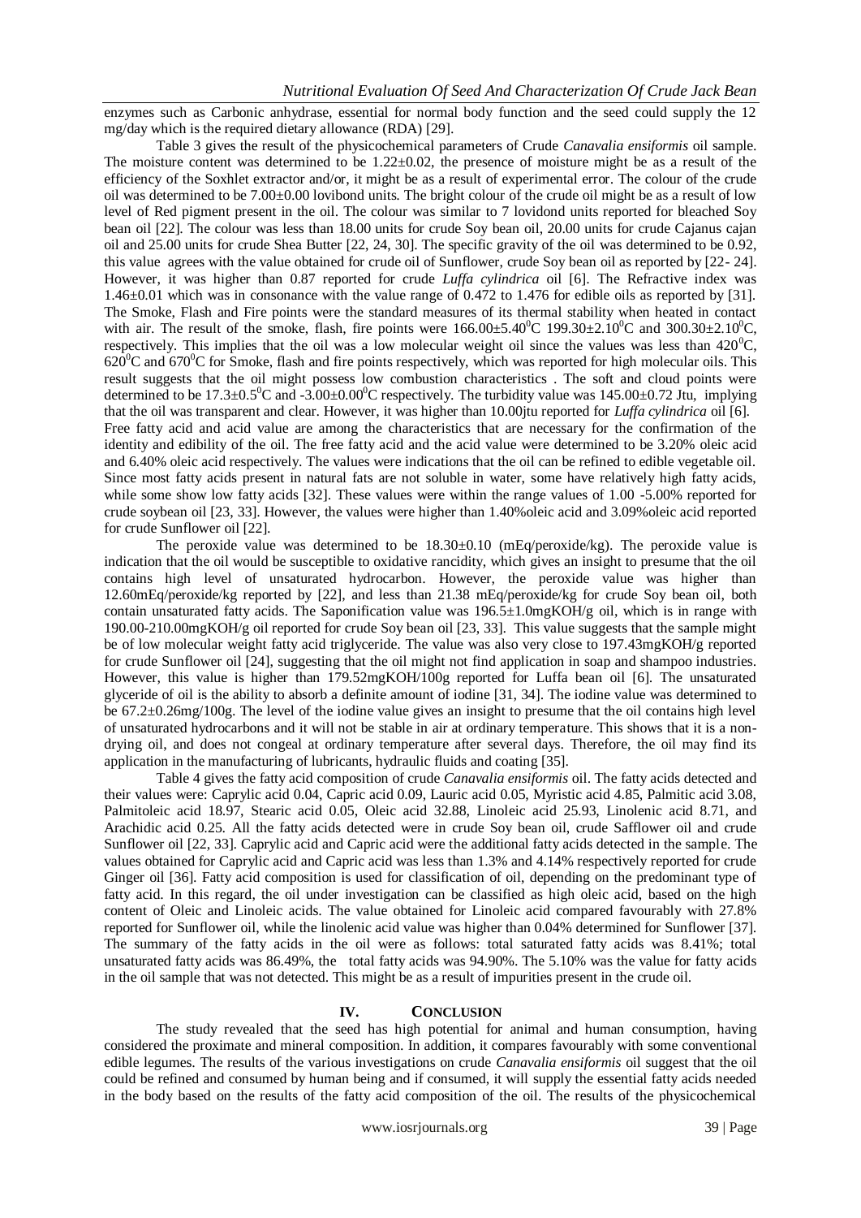enzymes such as Carbonic anhydrase, essential for normal body function and the seed could supply the 12 mg/day which is the required dietary allowance (RDA) [29].

Table 3 gives the result of the physicochemical parameters of Crude *Canavalia ensiformis* oil sample. The moisture content was determined to be 1.22±0.02, the presence of moisture might be as a result of the efficiency of the Soxhlet extractor and/or, it might be as a result of experimental error. The colour of the crude oil was determined to be 7.00±0.00 lovibond units. The bright colour of the crude oil might be as a result of low level of Red pigment present in the oil. The colour was similar to 7 lovidond units reported for bleached Soy bean oil [22]. The colour was less than 18.00 units for crude Soy bean oil, 20.00 units for crude Cajanus cajan oil and 25.00 units for crude Shea Butter [22, 24, 30]. The specific gravity of the oil was determined to be 0.92, this value agrees with the value obtained for crude oil of Sunflower, crude Soy bean oil as reported by [22- 24]. However, it was higher than 0.87 reported for crude *Luffa cylindrica* oil [6]. The Refractive index was 1.46±0.01 which was in consonance with the value range of 0.472 to 1.476 for edible oils as reported by [31]. The Smoke, Flash and Fire points were the standard measures of its thermal stability when heated in contact with air. The result of the smoke, flash, fire points were 166.00±5.40$^0$C 199.30±2.10$^0$C and 300.30±2.10$^0$C, respectively. This implies that the oil was a low molecular weight oil since the values was less than 420$^0$C, 620$^0$C and 670$^0$C for Smoke, flash and fire points respectively, which was reported for high molecular oils. This result suggests that the oil might possess low combustion characteristics . The soft and cloud points were determined to be 17.3±0.5$^0$C and -3.00±0.00$^0$C respectively. The turbidity value was 145.00±0.72 Jtu, implying that the oil was transparent and clear. However, it was higher than 10.00jtu reported for *Luffa cylindrica* oil [6].
Free fatty acid and acid value are among the characteristics that are necessary for the confirmation of the identity and edibility of the oil. The free fatty acid and the acid value were determined to be 3.20% oleic acid and 6.40% oleic acid respectively. The values were indications that the oil can be refined to edible vegetable oil. Since most fatty acids present in natural fats are not soluble in water, some have relatively high fatty acids, while some show low fatty acids [32]. These values were within the range values of 1.00 -5.00% reported for crude soybean oil [23, 33]. However, the values were higher than 1.40%oleic acid and 3.09%oleic acid reported for crude Sunflower oil [22].

The peroxide value was determined to be 18.30±0.10 (mEq/peroxide/kg). The peroxide value is indication that the oil would be susceptible to oxidative rancidity, which gives an insight to presume that the oil contains high level of unsaturated hydrocarbon. However, the peroxide value was higher than 12.60mEq/peroxide/kg reported by [22], and less than 21.38 mEq/peroxide/kg for crude Soy bean oil, both contain unsaturated fatty acids. The Saponification value was 196.5±1.0mgKOH/g oil, which is in range with 190.00-210.00mgKOH/g oil reported for crude Soy bean oil [23, 33]. This value suggests that the sample might be of low molecular weight fatty acid triglyceride. The value was also very close to 197.43mgKOH/g reported for crude Sunflower oil [24], suggesting that the oil might not find application in soap and shampoo industries. However, this value is higher than 179.52mgKOH/100g reported for Luffa bean oil [6]. The unsaturated glyceride of oil is the ability to absorb a definite amount of iodine [31, 34]. The iodine value was determined to be 67.2±0.26mg/100g. The level of the iodine value gives an insight to presume that the oil contains high level of unsaturated hydrocarbons and it will not be stable in air at ordinary temperature. This shows that it is a non-drying oil, and does not congeal at ordinary temperature after several days. Therefore, the oil may find its application in the manufacturing of lubricants, hydraulic fluids and coating [35].

Table 4 gives the fatty acid composition of crude *Canavalia ensiformis* oil. The fatty acids detected and their values were: Caprylic acid 0.04, Capric acid 0.09, Lauric acid 0.05, Myristic acid 4.85, Palmitic acid 3.08, Palmitoleic acid 18.97, Stearic acid 0.05, Oleic acid 32.88, Linoleic acid 25.93, Linolenic acid 8.71, and Arachidic acid 0.25. All the fatty acids detected were in crude Soy bean oil, crude Safflower oil and crude Sunflower oil [22, 33]. Caprylic acid and Capric acid were the additional fatty acids detected in the sample. The values obtained for Caprylic acid and Capric acid was less than 1.3% and 4.14% respectively reported for crude Ginger oil [36]. Fatty acid composition is used for classification of oil, depending on the predominant type of fatty acid. In this regard, the oil under investigation can be classified as high oleic acid, based on the high content of Oleic and Linoleic acids. The value obtained for Linoleic acid compared favourably with 27.8% reported for Sunflower oil, while the linolenic acid value was higher than 0.04% determined for Sunflower [37]. The summary of the fatty acids in the oil were as follows: total saturated fatty acids was 8.41%; total unsaturated fatty acids was 86.49%, the total fatty acids was 94.90%. The 5.10% was the value for fatty acids in the oil sample that was not detected. This might be as a result of impurities present in the crude oil.

## IV. CONCLUSION

The study revealed that the seed has high potential for animal and human consumption, having considered the proximate and mineral composition. In addition, it compares favourably with some conventional edible legumes. The results of the various investigations on crude *Canavalia ensiformis* oil suggest that the oil could be refined and consumed by human being and if consumed, it will supply the essential fatty acids needed in the body based on the results of the fatty acid composition of the oil. The results of the physicochemical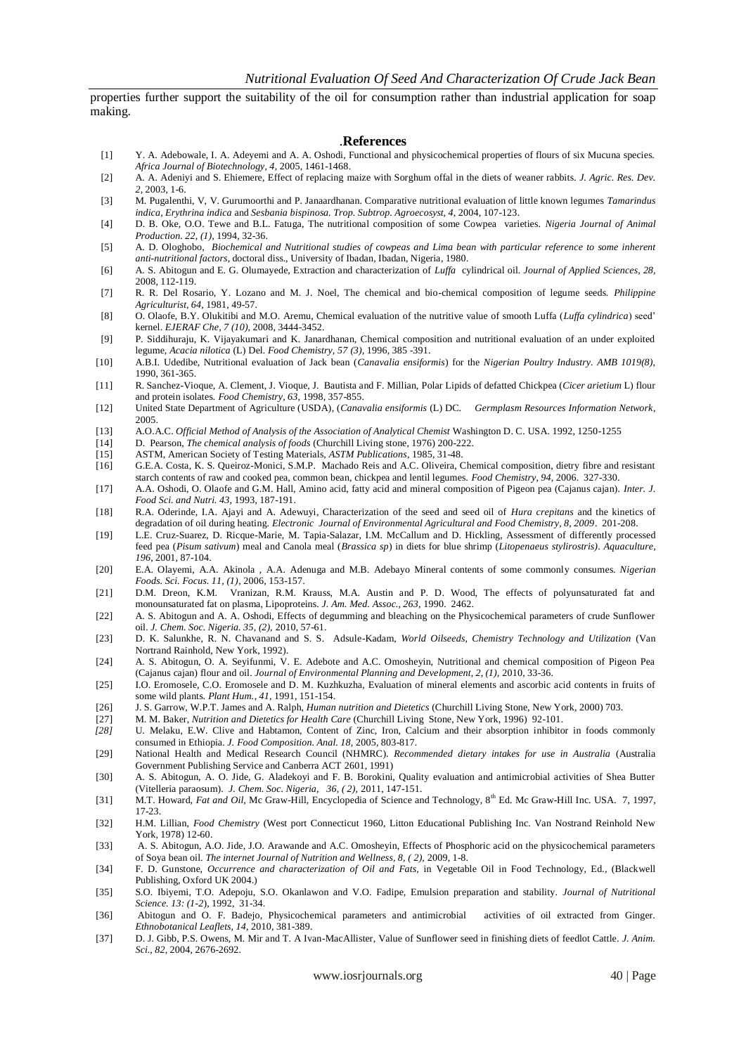properties further support the suitability of the oil for consumption rather than industrial application for soap making.

## .References

[1] Y. A. Adebowale, I. A. Adeyemi and A. A. Oshodi, Functional and physicochemical properties of flours of six Mucuna species. *Africa Journal of Biotechnology, 4,* 2005, 1461-1468.

[2] A. A. Adeniyi and S. Ehiemere, Effect of replacing maize with Sorghum offal in the diets of weaner rabbits. *J. Agric. Res. Dev. 2,* 2003, 1-6.

[3] M. Pugalenthi, V, V. Gurumoorthi and P. Janaardhanan. Comparative nutritional evaluation of little known legumes *Tamarindus indica, Erythrina indica* and *Sesbania bispinosa. Trop. Subtrop. Agroecosyst, 4,* 2004, 107-123.

[4] D. B. Oke, O.O. Tewe and B.L. Fatuga, The nutritional composition of some Cowpea varieties. *Nigeria Journal of Animal Production. 22, (1),* 1994, 32-36.

[5] A. D. Ologhobo, *Biochemical and Nutritional studies of cowpeas and Lima bean with particular reference to some inherent anti-nutritional factors,* doctoral diss., University of Ibadan, Ibadan, Nigeria, 1980.

[6] A. S. Abitogun and E. G. Olumayede, Extraction and characterization of *Luffa* cylindrical oil. *Journal of Applied Sciences, 28,* 2008, 112-119.

[7] R. R. Del Rosario, Y. Lozano and M. J. Noel, The chemical and bio-chemical composition of legume seeds. *Philippine Agriculturist, 64,* 1981, 49-57.

[8] O. Olaofe, B.Y. Olukitibi and M.O. Aremu, Chemical evaluation of the nutritive value of smooth Luffa (*Luffa cylindrica*) seed' kernel. *EJERAF Che, 7 (10),* 2008, 3444-3452.

[9] P. Siddihuraju, K. Vijayakumari and K. Janardhanan, Chemical composition and nutritional evaluation of an under exploited legume, *Acacia nilotica* (L) Del. *Food Chemistry, 57 (3),* 1996, 385 -391.

[10] A.B.I. Udedibe, Nutritional evaluation of Jack bean (*Canavalia ensiformis*) for the *Nigerian Poultry Industry. AMB 1019(8),* 1990, 361-365.

[11] R. Sanchez-Vioque, A. Clement, J. Vioque, J. Bautista and F. Millian, Polar Lipids of defatted Chickpea (*Cicer arietium* L) flour and protein isolates. *Food Chemistry, 63,* 1998, 357-855.

[12] United State Department of Agriculture (USDA), (*Canavalia ensiformis* (L) DC. *Germplasm Resources Information Network,* 2005.

[13] A.O.A.C. *Official Method of Analysis of the Association of Analytical Chemist* Washington D. C. USA. 1992, 1250-1255

[14] D. Pearson, *The chemical analysis of foods* (Churchill Living stone, 1976) 200-222.

[15] ASTM, American Society of Testing Materials, *ASTM Publications,* 1985, 31-48.

[16] G.E.A. Costa, K. S. Queiroz-Monici, S.M.P. Machado Reis and A.C. Oliveira, Chemical composition, dietry fibre and resistant starch contents of raw and cooked pea, common bean, chickpea and lentil legumes. *Food Chemistry, 94,* 2006. 327-330.

[17] A.A. Oshodi, O. Olaofe and G.M. Hall, Amino acid, fatty acid and mineral composition of Pigeon pea (Cajanus cajan). *Inter. J. Food Sci. and Nutri. 43,* 1993, 187-191.

[18] R.A. Oderinde, I.A. Ajayi and A. Adewuyi, Characterization of the seed and seed oil of *Hura crepitans* and the kinetics of degradation of oil during heating. *Electronic Journal of Environmental Agricultural and Food Chemistry, 8, 2009*. 201-208.

[19] L.E. Cruz-Suarez, D. Ricque-Marie, M. Tapia-Salazar, I.M. McCallum and D. Hickling, Assessment of differently processed feed pea (*Pisum sativum*) meal and Canola meal (*Brassica sp*) in diets for blue shrimp (*Litopenaeus stylirostris). Aquaculture, 196,* 2001, 87-104.

[20] E.A. Olayemi, A.A. Akinola , A.A. Adenuga and M.B. Adebayo Mineral contents of some commonly consumes. *Nigerian Foods. Sci. Focus. 11, (1),* 2006, 153-157.

[21] D.M. Dreon, K.M. Vranizan, R.M. Krauss, M.A. Austin and P. D. Wood, The effects of polyunsaturated fat and monounsaturated fat on plasma, Lipoproteins. *J. Am. Med. Assoc., 263,* 1990. 2462.

[22] A. S. Abitogun and A. A. Oshodi, Effects of degumming and bleaching on the Physicochemical parameters of crude Sunflower oil. *J. Chem. Soc. Nigeria. 35, (2),* 2010, 57-61.

[23] D. K. Salunkhe, R. N. Chavanand and S. S. Adsule-Kadam, *World Oilseeds, Chemistry Technology and Utilization* (Van Nortrand Rainhold, New York, 1992).

[24] A. S. Abitogun, O. A. Seyifunmi, V. E. Adebote and A.C. Omosheyin, Nutritional and chemical composition of Pigeon Pea (Cajanus cajan) flour and oil. *Journal of Environmental Planning and Development, 2, (1),* 2010, 33-36.

[25] I.O. Eromosele, C.O. Eromosele and D. M. Kuzhkuzha, Evaluation of mineral elements and ascorbic acid contents in fruits of some wild plants. *Plant Hum., 41,* 1991, 151-154.

[26] J. S. Garrow, W.P.T. James and A. Ralph, *Human nutrition and Dietetics* (Churchill Living Stone, New York, 2000) 703.

[27] M. M. Baker, *Nutrition and Dietetics for Health Care* (Churchill Living Stone, New York, 1996) 92-101.

*[28]* U. Melaku, E.W. Clive and Habtamon, Content of Zinc, Iron, Calcium and their absorption inhibitor in foods commonly consumed in Ethiopia. *J. Food Composition. Anal. 18,* 2005, 803-817.

[29] National Health and Medical Research Council (NHMRC). *Recommended dietary intakes for use in Australia* (Australia Government Publishing Service and Canberra ACT 2601, 1991)

[30] A. S. Abitogun, A. O. Jide, G. Aladekoyi and F. B. Borokini, Quality evaluation and antimicrobial activities of Shea Butter (Vitelleria paraosum). *J. Chem. Soc. Nigeria, 36, ( 2),* 2011, 147-151.

[31] M.T. Howard, *Fat and Oil,* Mc Graw-Hill, Encyclopedia of Science and Technology, 8th Ed. Mc Graw-Hill Inc. USA. 7, 1997, 17-23.

[32] H.M. Lillian, *Food Chemistry* (West port Connecticut 1960, Litton Educational Publishing Inc. Van Nostrand Reinhold New York, 1978) 12-60.

[33] A. S. Abitogun, A.O. Jide, J.O. Arawande and A.C. Omosheyin, Effects of Phosphoric acid on the physicochemical parameters of Soya bean oil. *The internet Journal of Nutrition and Wellness, 8, ( 2),* 2009, 1-8.

[34] F. D. Gunstone, *Occurrence and characterization of Oil and Fats,* in Vegetable Oil in Food Technology, Ed., (Blackwell Publishing, Oxford UK 2004.)

[35] S.O. Ibiyemi, T.O. Adepoju, S.O. Okanlawon and V.O. Fadipe, Emulsion preparation and stability. *Journal of Nutritional Science. 13: (1-2*), 1992, 31-34.

[36] Abitogun and O. F. Badejo, Physicochemical parameters and antimicrobial activities of oil extracted from Ginger. *Ethnobotanical Leaflets, 14,* 2010, 381-389.

[37] D. J. Gibb, P.S. Owens, M. Mir and T. A Ivan-MacAllister, Value of Sunflower seed in finishing diets of feedlot Cattle. *J. Anim. Sci., 82,* 2004, 2676-2692.